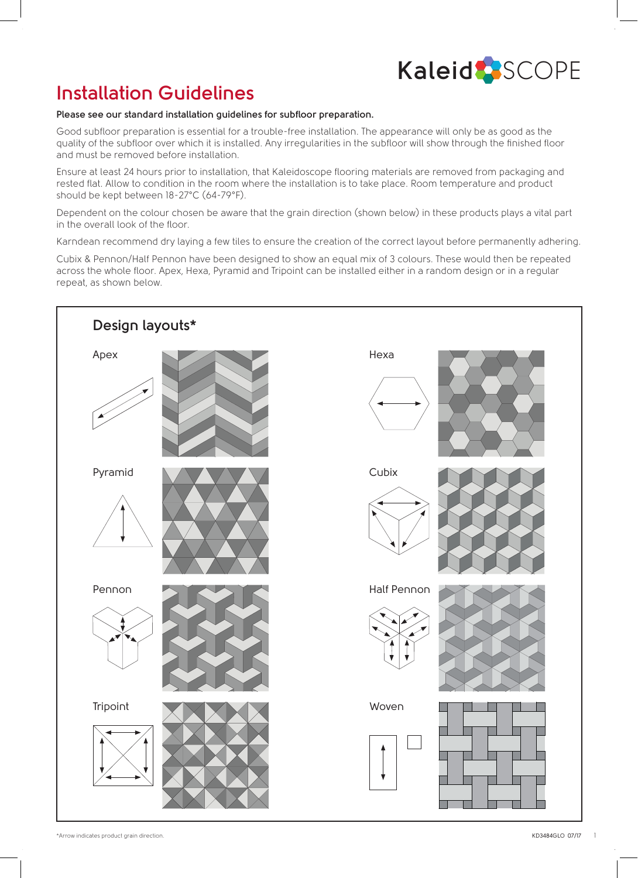# Installation Guidelines

**Please see our standard installation guidelines for subfloor preparation.**

Good subfloor preparation is essential for a trouble-free installation. The appearance will only be as good as the quality of the subfloor over which it is installed. Any irregularities in the subfloor will show through the finished floor and must be removed before installation.

Ensure at least 24 hours prior to installation, that Kaleidoscope flooring materials are removed from packaging and rested flat. Allow to condition in the room where the installation is to take place. Room temperature and product should be kept between 18-27°C (64-79°F).

Dependent on the colour chosen be aware that the grain direction (shown below) in these products plays a vital part in the overall look of the floor.

Karndean recommend dry laying a few tiles to ensure the creation of the correct layout before permanently adhering.

Cubix & Pennon/Half Pennon have been designed to show an equal mix of 3 colours. These would then be repeated across the whole floor. Apex, Hexa, Pyramid and Tripoint can be installed either in a random design or in a regular repeat, as shown below.

## Design layouts*

Apex

Hexa

Pyramid

Cubix

Pennon

Half Pennon

Tripoint

Woven

*Arrow indicates product grain direction.

KD3484GLO 07/17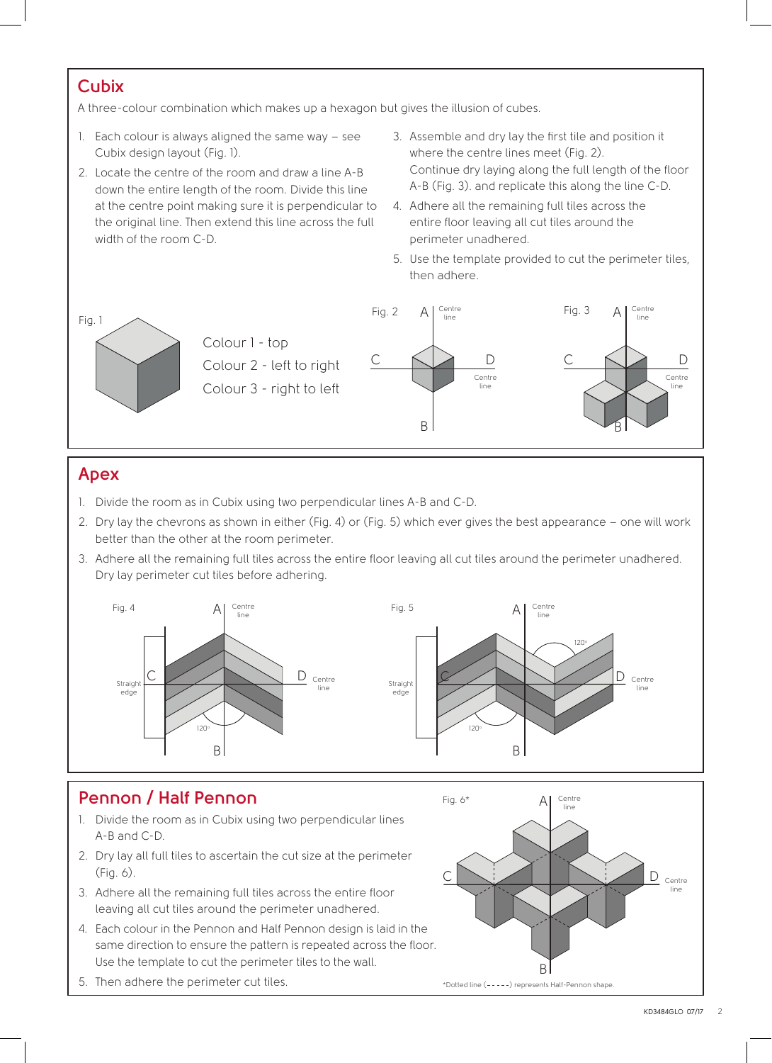## Cubix

A three-colour combination which makes up a hexagon but gives the illusion of cubes.

1. Each colour is always aligned the same way – see Cubix design layout (Fig. 1).
2. Locate the centre of the room and draw a line A-B down the entire length of the room. Divide this line at the centre point making sure it is perpendicular to the original line. Then extend this line across the full width of the room C-D.
3. Assemble and dry lay the first tile and position it where the centre lines meet (Fig. 2). Continue dry laying along the full length of the floor A-B (Fig. 3). and replicate this along the line C-D.
4. Adhere all the remaining full tiles across the entire floor leaving all cut tiles around the perimeter unadhered.
5. Use the template provided to cut the perimeter tiles, then adhere.

Fig. 1

Colour 1 - top
Colour 2 - left to right
Colour 3 - right to left

Fig. 2

Fig. 3

## Apex

1. Divide the room as in Cubix using two perpendicular lines A-B and C-D.
2. Dry lay the chevrons as shown in either (Fig. 4) or (Fig. 5) which ever gives the best appearance – one will work better than the other at the room perimeter.
3. Adhere all the remaining full tiles across the entire floor leaving all cut tiles around the perimeter unadhered. Dry lay perimeter cut tiles before adhering.

Fig. 4

Fig. 5

## Pennon / Half Pennon

1. Divide the room as in Cubix using two perpendicular lines A-B and C-D.
2. Dry lay all full tiles to ascertain the cut size at the perimeter (Fig. 6).
3. Adhere all the remaining full tiles across the entire floor leaving all cut tiles around the perimeter unadhered.
4. Each colour in the Pennon and Half Pennon design is laid in the same direction to ensure the pattern is repeated across the floor. Use the template to cut the perimeter tiles to the wall.
5. Then adhere the perimeter cut tiles.

Fig. 6*

*Dotted line (- - - - -) represents Half-Pennon shape.

KD3484GLO 07/17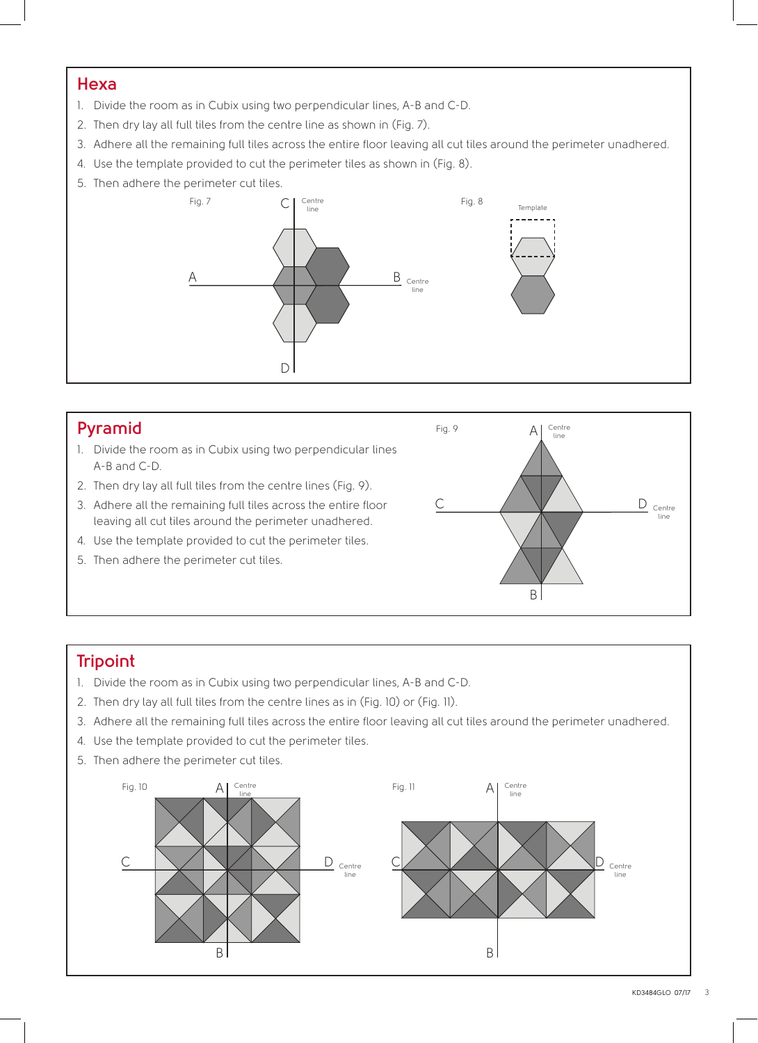## Hexa

1. Divide the room as in Cubix using two perpendicular lines, A-B and C-D.
2. Then dry lay all full tiles from the centre line as shown in (Fig. 7).
3. Adhere all the remaining full tiles across the entire floor leaving all cut tiles around the perimeter unadhered.
4. Use the template provided to cut the perimeter tiles as shown in (Fig. 8).
5. Then adhere the perimeter cut tiles.

Fig. 7

Fig. 8

## Pyramid

1. Divide the room as in Cubix using two perpendicular lines A-B and C-D.
2. Then dry lay all full tiles from the centre lines (Fig. 9).
3. Adhere all the remaining full tiles across the entire floor leaving all cut tiles around the perimeter unadhered.
4. Use the template provided to cut the perimeter tiles.
5. Then adhere the perimeter cut tiles.

Fig. 9

## Tripoint

1. Divide the room as in Cubix using two perpendicular lines, A-B and C-D.
2. Then dry lay all full tiles from the centre lines as in (Fig. 10) or (Fig. 11).
3. Adhere all the remaining full tiles across the entire floor leaving all cut tiles around the perimeter unadhered.
4. Use the template provided to cut the perimeter tiles.
5. Then adhere the perimeter cut tiles.

Fig. 10

Fig. 11

KD3484GLO 07/17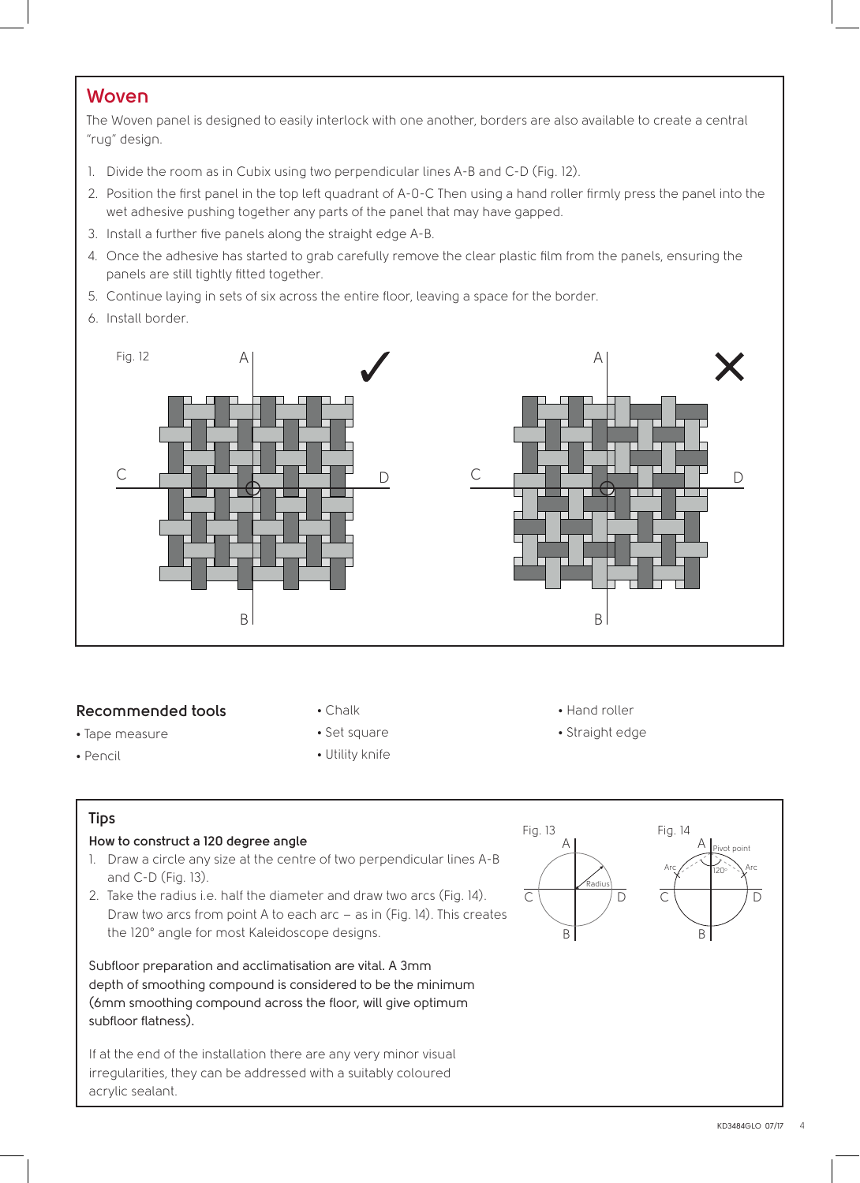## Woven

The Woven panel is designed to easily interlock with one another, borders are also available to create a central "rug" design.

1. Divide the room as in Cubix using two perpendicular lines A-B and C-D (Fig. 12).
2. Position the first panel in the top left quadrant of A-0-C Then using a hand roller firmly press the panel into the wet adhesive pushing together any parts of the panel that may have gapped.
3. Install a further five panels along the straight edge A-B.
4. Once the adhesive has started to grab carefully remove the clear plastic film from the panels, ensuring the panels are still tightly fitted together.
5. Continue laying in sets of six across the entire floor, leaving a space for the border.
6. Install border.

Fig. 12

A
C
D
B
✓

A
C
D
B
✕

### Recommended tools

- Tape measure
- Pencil
- Chalk
- Set square
- Utility knife
- Hand roller
- Straight edge

### Tips

**How to construct a 120 degree angle**

1. Draw a circle any size at the centre of two perpendicular lines A-B and C-D (Fig. 13).
2. Take the radius i.e. half the diameter and draw two arcs (Fig. 14). Draw two arcs from point A to each arc – as in (Fig. 14). This creates the 120° angle for most Kaleidoscope designs.

Fig. 13

A
Radius
C
D
B

Fig. 14

A
Pivot point
Arc
120°
Arc
C
D
B

Subfloor preparation and acclimatisation are vital. A 3mm depth of smoothing compound is considered to be the minimum (6mm smoothing compound across the floor, will give optimum subfloor flatness).

If at the end of the installation there are any very minor visual irregularities, they can be addressed with a suitably coloured acrylic sealant.

KD3484GLO 07/17